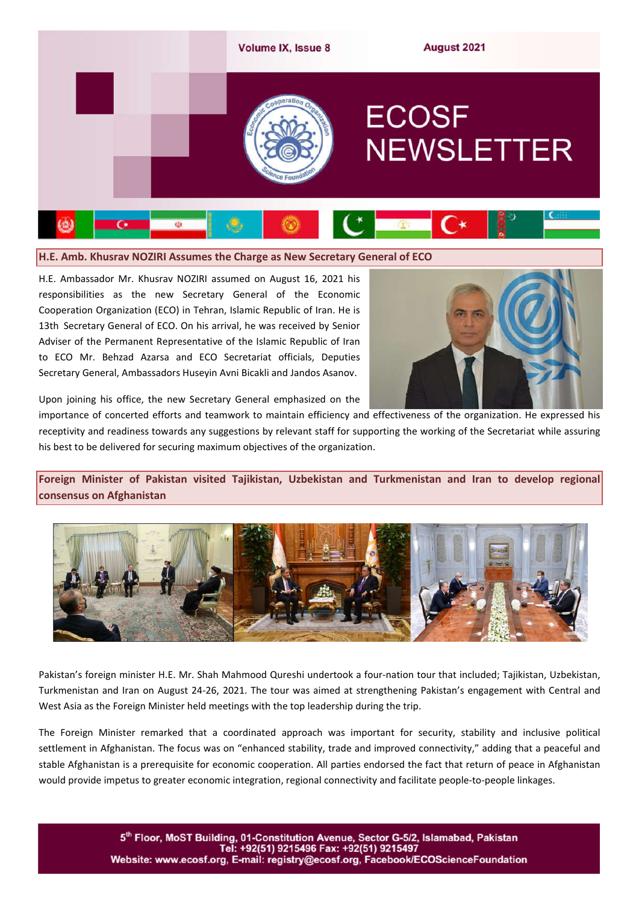# ECOSF NEWSLETTER

## H.E. Amb. Khusrav NOZIRI Assumes the Charge as New Secretary General of ECO

H.E. Ambassador Mr. Khusrav NOZIRI assumed on August 16, 2021 his responsibilities as the new Secretary General of the Economic Cooperation Organization (ECO) in Tehran, Islamic Republic of Iran. He is 13th Secretary General of ECO. On his arrival, he was received by Senior Adviser of the Permanent Representative of the Islamic Republic of Iran to ECO Mr. Behzad Azarsa and ECO Secretariat officials, Deputies Secretary General, Ambassadors Huseyin Avni Bicakli and Jandos Asanov.

Upon joining his office, the new Secretary General emphasized on the importance of concerted efforts and teamwork to maintain efficiency and effectiveness of the organization. He expressed his receptivity and readiness towards any suggestions by relevant staff for supporting the working of the Secretariat while assuring his best to be delivered for securing maximum objectives of the organization.

## Foreign Minister of Pakistan visited Tajikistan, Uzbekistan and Turkmenistan and Iran to develop regional consensus on Afghanistan

Pakistan's foreign minister H.E. Mr. Shah Mahmood Qureshi undertook a four-nation tour that included; Tajikistan, Uzbekistan, Turkmenistan and Iran on August 24-26, 2021. The tour was aimed at strengthening Pakistan's engagement with Central and West Asia as the Foreign Minister held meetings with the top leadership during the trip.

The Foreign Minister remarked that a coordinated approach was important for security, stability and inclusive political settlement in Afghanistan. The focus was on "enhanced stability, trade and improved connectivity," adding that a peaceful and stable Afghanistan is a prerequisite for economic cooperation. All parties endorsed the fact that return of peace in Afghanistan would provide impetus to greater economic integration, regional connectivity and facilitate people-to-people linkages.

5[th] Floor, MoST Building, 01-Constitution Avenue, Sector G-5/2, Islamabad, Pakistan
Tel: +92(51) 9215496 Fax: +92(51) 9215497
Website: www.ecosf.org, E-mail: registry@ecosf.org, Facebook/ECOScienceFoundation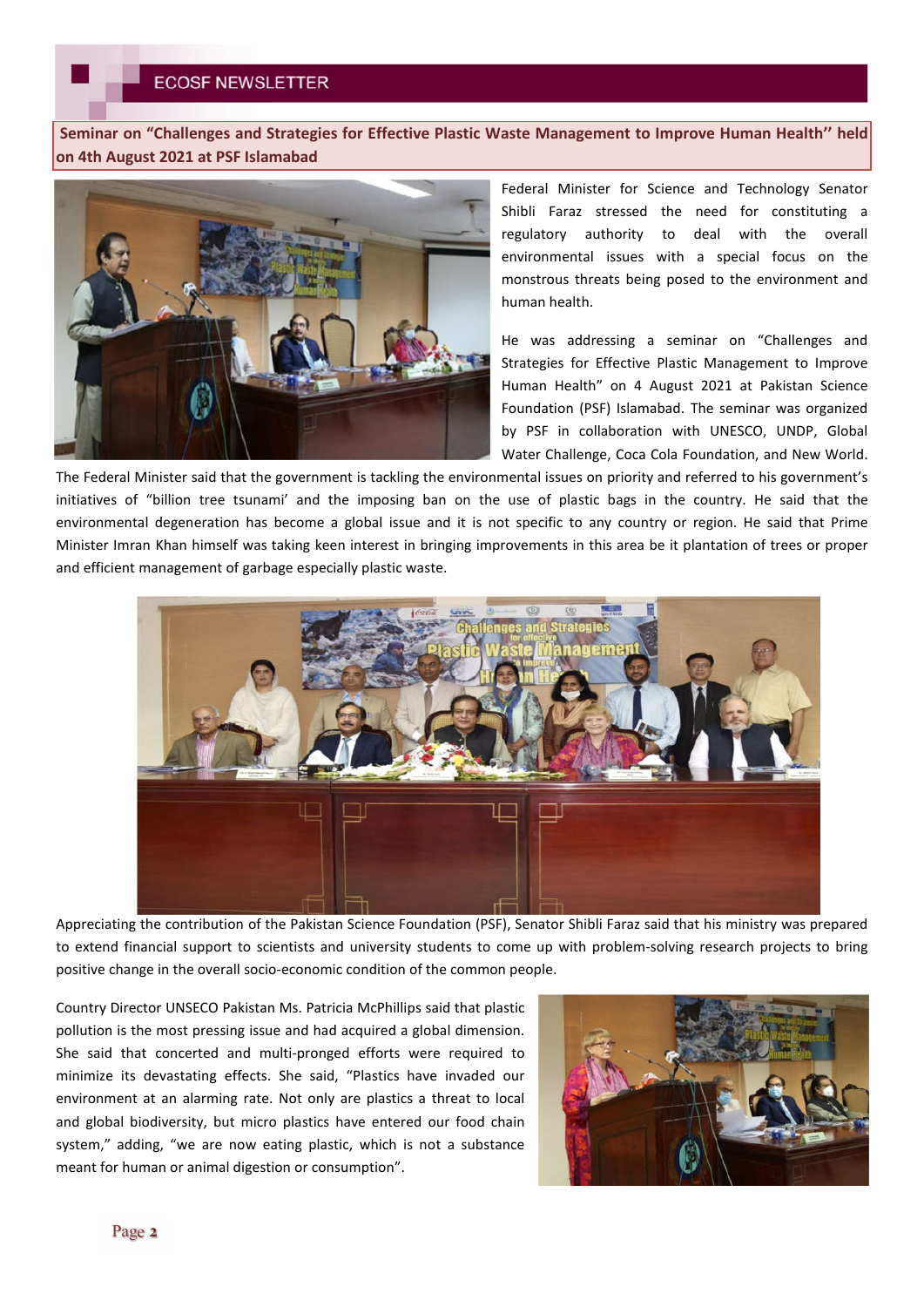**Seminar on "Challenges and Strategies for Effective Plastic Waste Management to Improve Human Health'' held on 4th August 2021 at PSF Islamabad**

Federal Minister for Science and Technology Senator Shibli Faraz stressed the need for constituting a regulatory authority to deal with the overall environmental issues with a special focus on the monstrous threats being posed to the environment and human health.

He was addressing a seminar on "Challenges and Strategies for Effective Plastic Management to Improve Human Health" on 4 August 2021 at Pakistan Science Foundation (PSF) Islamabad. The seminar was organized by PSF in collaboration with UNESCO, UNDP, Global Water Challenge, Coca Cola Foundation, and New World. The Federal Minister said that the government is tackling the environmental issues on priority and referred to his government's initiatives of "billion tree tsunami' and the imposing ban on the use of plastic bags in the country. He said that the environmental degeneration has become a global issue and it is not specific to any country or region. He said that Prime Minister Imran Khan himself was taking keen interest in bringing improvements in this area be it plantation of trees or proper and efficient management of garbage especially plastic waste.

Appreciating the contribution of the Pakistan Science Foundation (PSF), Senator Shibli Faraz said that his ministry was prepared to extend financial support to scientists and university students to come up with problem-solving research projects to bring positive change in the overall socio-economic condition of the common people.

Country Director UNSECO Pakistan Ms. Patricia McPhillips said that plastic pollution is the most pressing issue and had acquired a global dimension. She said that concerted and multi-pronged efforts were required to minimize its devastating effects. She said, "Plastics have invaded our environment at an alarming rate. Not only are plastics a threat to local and global biodiversity, but micro plastics have entered our food chain system," adding, "we are now eating plastic, which is not a substance meant for human or animal digestion or consumption".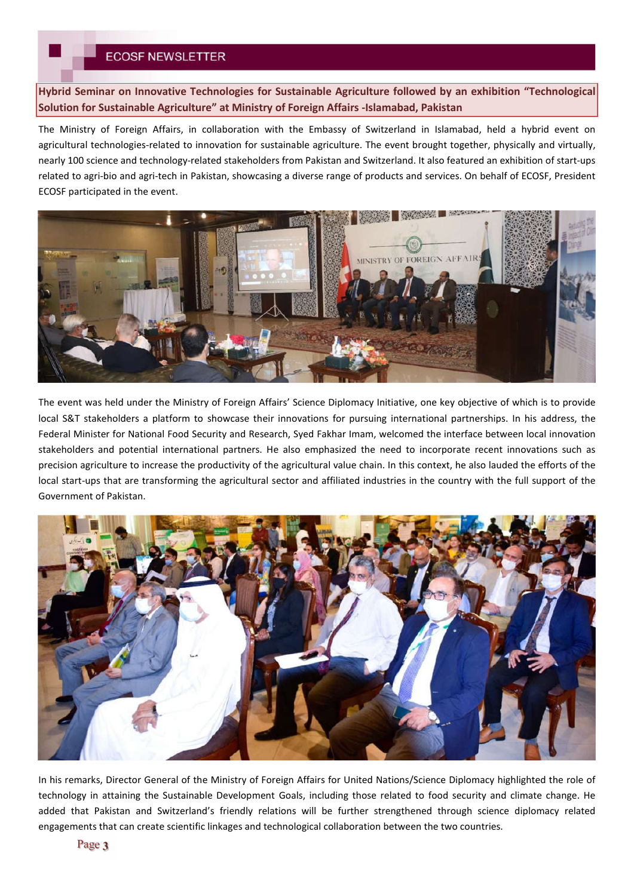## Hybrid Seminar on Innovative Technologies for Sustainable Agriculture followed by an exhibition "Technological Solution for Sustainable Agriculture" at Ministry of Foreign Affairs -Islamabad, Pakistan

The Ministry of Foreign Affairs, in collaboration with the Embassy of Switzerland in Islamabad, held a hybrid event on agricultural technologies-related to innovation for sustainable agriculture. The event brought together, physically and virtually, nearly 100 science and technology-related stakeholders from Pakistan and Switzerland. It also featured an exhibition of start-ups related to agri-bio and agri-tech in Pakistan, showcasing a diverse range of products and services. On behalf of ECOSF, President ECOSF participated in the event.

The event was held under the Ministry of Foreign Affairs' Science Diplomacy Initiative, one key objective of which is to provide local S&T stakeholders a platform to showcase their innovations for pursuing international partnerships. In his address, the Federal Minister for National Food Security and Research, Syed Fakhar Imam, welcomed the interface between local innovation stakeholders and potential international partners. He also emphasized the need to incorporate recent innovations such as precision agriculture to increase the productivity of the agricultural value chain. In this context, he also lauded the efforts of the local start-ups that are transforming the agricultural sector and affiliated industries in the country with the full support of the Government of Pakistan.

In his remarks, Director General of the Ministry of Foreign Affairs for United Nations/Science Diplomacy highlighted the role of technology in attaining the Sustainable Development Goals, including those related to food security and climate change. He added that Pakistan and Switzerland's friendly relations will be further strengthened through science diplomacy related engagements that can create scientific linkages and technological collaboration between the two countries.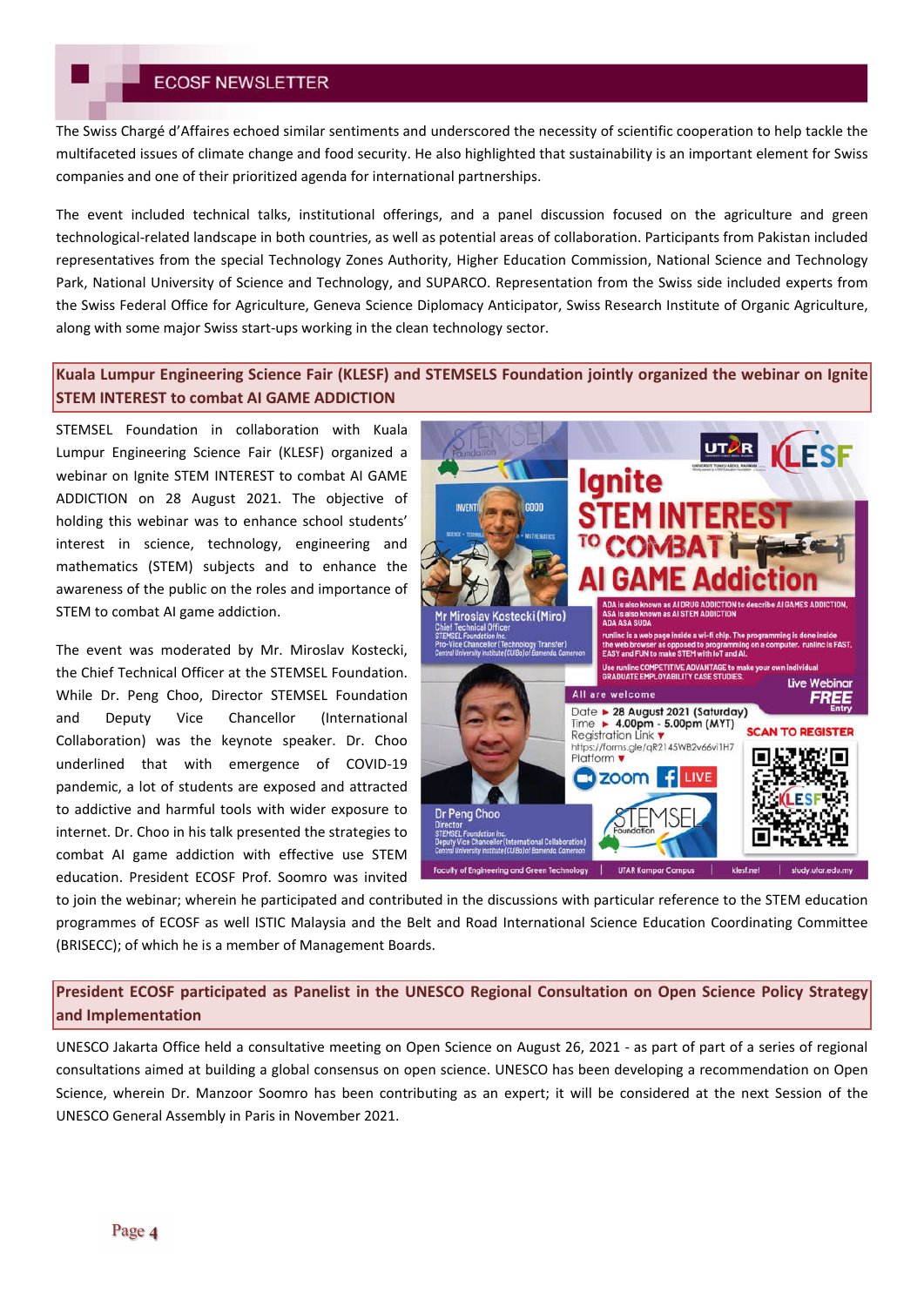The Swiss Chargé d'Affaires echoed similar sentiments and underscored the necessity of scientific cooperation to help tackle the multifaceted issues of climate change and food security. He also highlighted that sustainability is an important element for Swiss companies and one of their prioritized agenda for international partnerships.

The event included technical talks, institutional offerings, and a panel discussion focused on the agriculture and green technological-related landscape in both countries, as well as potential areas of collaboration. Participants from Pakistan included representatives from the special Technology Zones Authority, Higher Education Commission, National Science and Technology Park, National University of Science and Technology, and SUPARCO. Representation from the Swiss side included experts from the Swiss Federal Office for Agriculture, Geneva Science Diplomacy Anticipator, Swiss Research Institute of Organic Agriculture, along with some major Swiss start-ups working in the clean technology sector.

## Kuala Lumpur Engineering Science Fair (KLESF) and STEMSELS Foundation jointly organized the webinar on Ignite STEM INTEREST to combat AI GAME ADDICTION

STEMSEL Foundation in collaboration with Kuala Lumpur Engineering Science Fair (KLESF) organized a webinar on Ignite STEM INTEREST to combat AI GAME ADDICTION on 28 August 2021. The objective of holding this webinar was to enhance school students' interest in science, technology, engineering and mathematics (STEM) subjects and to enhance the awareness of the public on the roles and importance of STEM to combat AI game addiction.

The event was moderated by Mr. Miroslav Kostecki, the Chief Technical Officer at the STEMSEL Foundation. While Dr. Peng Choo, Director STEMSEL Foundation and Deputy Vice Chancellor (International Collaboration) was the keynote speaker. Dr. Choo underlined that with emergence of COVID-19 pandemic, a lot of students are exposed and attracted to addictive and harmful tools with wider exposure to internet. Dr. Choo in his talk presented the strategies to combat AI game addiction with effective use STEM education. President ECOSF Prof. Soomro was invited to join the webinar; wherein he participated and contributed in the discussions with particular reference to the STEM education programmes of ECOSF as well ISTIC Malaysia and the Belt and Road International Science Education Coordinating Committee (BRISECC); of which he is a member of Management Boards.

## President ECOSF participated as Panelist in the UNESCO Regional Consultation on Open Science Policy Strategy and Implementation

UNESCO Jakarta Office held a consultative meeting on Open Science on August 26, 2021 - as part of part of a series of regional consultations aimed at building a global consensus on open science. UNESCO has been developing a recommendation on Open Science, wherein Dr. Manzoor Soomro has been contributing as an expert; it will be considered at the next Session of the UNESCO General Assembly in Paris in November 2021.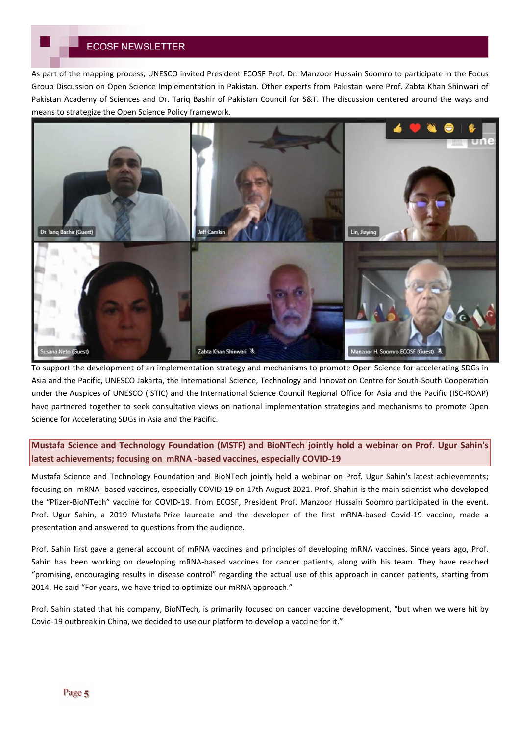As part of the mapping process, UNESCO invited President ECOSF Prof. Dr. Manzoor Hussain Soomro to participate in the Focus Group Discussion on Open Science Implementation in Pakistan. Other experts from Pakistan were Prof. Zabta Khan Shinwari of Pakistan Academy of Sciences and Dr. Tariq Bashir of Pakistan Council for S&T. The discussion centered around the ways and means to strategize the Open Science Policy framework.

To support the development of an implementation strategy and mechanisms to promote Open Science for accelerating SDGs in Asia and the Pacific, UNESCO Jakarta, the International Science, Technology and Innovation Centre for South-South Cooperation under the Auspices of UNESCO (ISTIC) and the International Science Council Regional Office for Asia and the Pacific (ISC-ROAP) have partnered together to seek consultative views on national implementation strategies and mechanisms to promote Open Science for Accelerating SDGs in Asia and the Pacific.

## Mustafa Science and Technology Foundation (MSTF) and BioNTech jointly hold a webinar on Prof. Ugur Sahin's latest achievements; focusing on mRNA -based vaccines, especially COVID-19

Mustafa Science and Technology Foundation and BioNTech jointly held a webinar on Prof. Ugur Sahin's latest achievements; focusing on mRNA -based vaccines, especially COVID-19 on 17th August 2021. Prof. Shahin is the main scientist who developed the "Pfizer-BioNTech" vaccine for COVID-19. From ECOSF, President Prof. Manzoor Hussain Soomro participated in the event. Prof. Ugur Sahin, a 2019 Mustafa Prize laureate and the developer of the first mRNA-based Covid-19 vaccine, made a presentation and answered to questions from the audience.

Prof. Sahin first gave a general account of mRNA vaccines and principles of developing mRNA vaccines. Since years ago, Prof. Sahin has been working on developing mRNA-based vaccines for cancer patients, along with his team. They have reached "promising, encouraging results in disease control" regarding the actual use of this approach in cancer patients, starting from 2014. He said "For years, we have tried to optimize our mRNA approach."

Prof. Sahin stated that his company, BioNTech, is primarily focused on cancer vaccine development, "but when we were hit by Covid-19 outbreak in China, we decided to use our platform to develop a vaccine for it."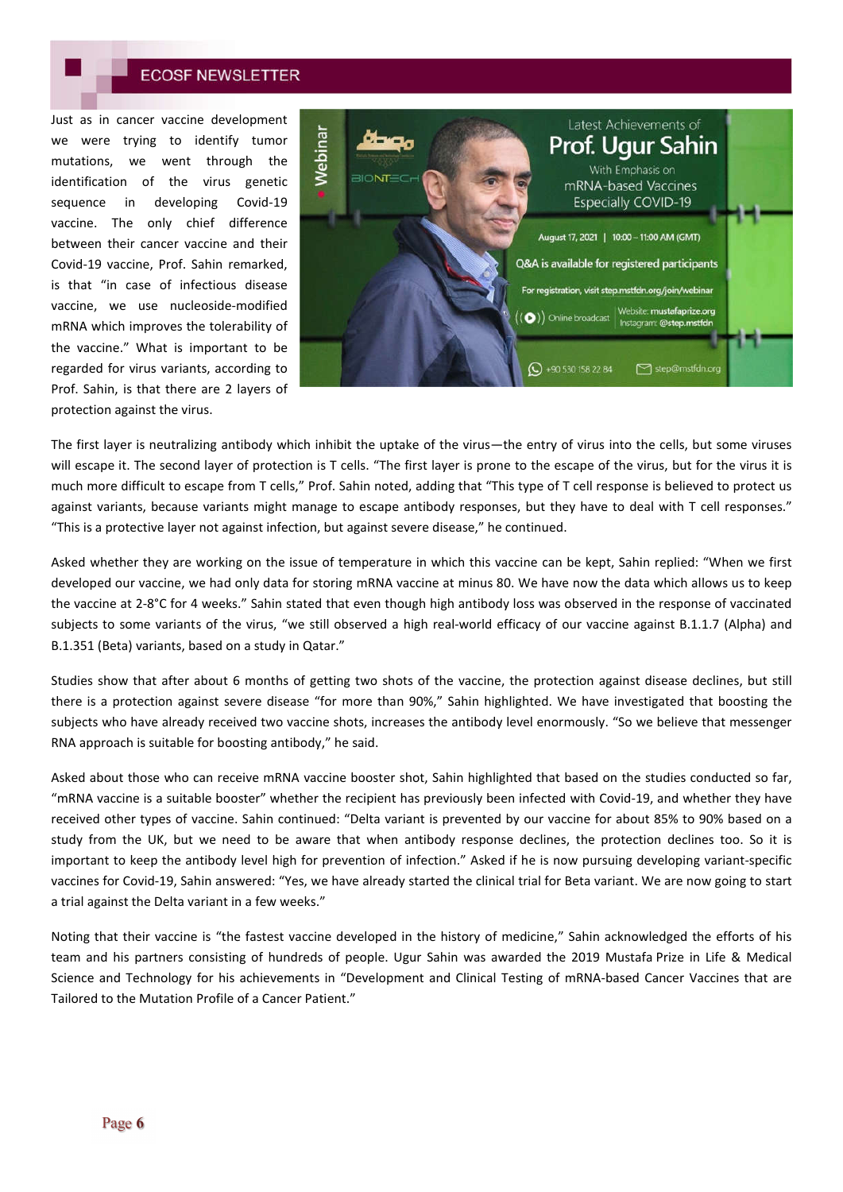Just as in cancer vaccine development we were trying to identify tumor mutations, we went through the identification of the virus genetic sequence in developing Covid-19 vaccine. The only chief difference between their cancer vaccine and their Covid-19 vaccine, Prof. Sahin remarked, is that "in case of infectious disease vaccine, we use nucleoside-modified mRNA which improves the tolerability of the vaccine." What is important to be regarded for virus variants, according to Prof. Sahin, is that there are 2 layers of protection against the virus.

The first layer is neutralizing antibody which inhibit the uptake of the virus—the entry of virus into the cells, but some viruses will escape it. The second layer of protection is T cells. "The first layer is prone to the escape of the virus, but for the virus it is much more difficult to escape from T cells," Prof. Sahin noted, adding that "This type of T cell response is believed to protect us against variants, because variants might manage to escape antibody responses, but they have to deal with T cell responses." "This is a protective layer not against infection, but against severe disease," he continued.

Asked whether they are working on the issue of temperature in which this vaccine can be kept, Sahin replied: "When we first developed our vaccine, we had only data for storing mRNA vaccine at minus 80. We have now the data which allows us to keep the vaccine at 2-8°C for 4 weeks." Sahin stated that even though high antibody loss was observed in the response of vaccinated subjects to some variants of the virus, "we still observed a high real-world efficacy of our vaccine against B.1.1.7 (Alpha) and B.1.351 (Beta) variants, based on a study in Qatar."

Studies show that after about 6 months of getting two shots of the vaccine, the protection against disease declines, but still there is a protection against severe disease "for more than 90%," Sahin highlighted. We have investigated that boosting the subjects who have already received two vaccine shots, increases the antibody level enormously. "So we believe that messenger RNA approach is suitable for boosting antibody," he said.

Asked about those who can receive mRNA vaccine booster shot, Sahin highlighted that based on the studies conducted so far, "mRNA vaccine is a suitable booster" whether the recipient has previously been infected with Covid-19, and whether they have received other types of vaccine. Sahin continued: "Delta variant is prevented by our vaccine for about 85% to 90% based on a study from the UK, but we need to be aware that when antibody response declines, the protection declines too. So it is important to keep the antibody level high for prevention of infection." Asked if he is now pursuing developing variant-specific vaccines for Covid-19, Sahin answered: "Yes, we have already started the clinical trial for Beta variant. We are now going to start a trial against the Delta variant in a few weeks."

Noting that their vaccine is "the fastest vaccine developed in the history of medicine," Sahin acknowledged the efforts of his team and his partners consisting of hundreds of people. Ugur Sahin was awarded the 2019 Mustafa Prize in Life & Medical Science and Technology for his achievements in "Development and Clinical Testing of mRNA-based Cancer Vaccines that are Tailored to the Mutation Profile of a Cancer Patient."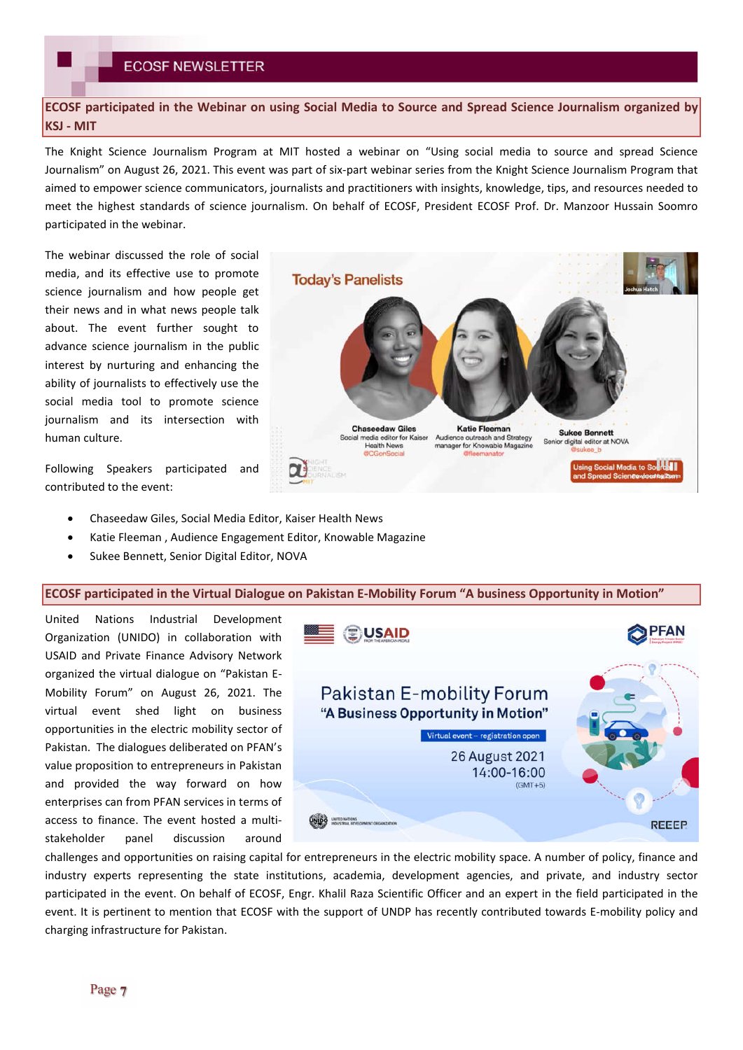## ECOSF participated in the Webinar on using Social Media to Source and Spread Science Journalism organized by KSJ - MIT

The Knight Science Journalism Program at MIT hosted a webinar on "Using social media to source and spread Science Journalism" on August 26, 2021. This event was part of six-part webinar series from the Knight Science Journalism Program that aimed to empower science communicators, journalists and practitioners with insights, knowledge, tips, and resources needed to meet the highest standards of science journalism. On behalf of ECOSF, President ECOSF Prof. Dr. Manzoor Hussain Soomro participated in the webinar.

The webinar discussed the role of social media, and its effective use to promote science journalism and how people get their news and in what news people talk about. The event further sought to advance science journalism in the public interest by nurturing and enhancing the ability of journalists to effectively use the social media tool to promote science journalism and its intersection with human culture.

Following Speakers participated and contributed to the event:

- Chaseedaw Giles, Social Media Editor, Kaiser Health News
- Katie Fleeman , Audience Engagement Editor, Knowable Magazine
- Sukee Bennett, Senior Digital Editor, NOVA

## ECOSF participated in the Virtual Dialogue on Pakistan E-Mobility Forum "A business Opportunity in Motion"

United Nations Industrial Development Organization (UNIDO) in collaboration with USAID and Private Finance Advisory Network organized the virtual dialogue on "Pakistan E-Mobility Forum" on August 26, 2021. The virtual event shed light on business opportunities in the electric mobility sector of Pakistan. The dialogues deliberated on PFAN's value proposition to entrepreneurs in Pakistan and provided the way forward on how enterprises can from PFAN services in terms of access to finance. The event hosted a multi-stakeholder panel discussion around challenges and opportunities on raising capital for entrepreneurs in the electric mobility space. A number of policy, finance and industry experts representing the state institutions, academia, development agencies, and private, and industry sector participated in the event. On behalf of ECOSF, Engr. Khalil Raza Scientific Officer and an expert in the field participated in the event. It is pertinent to mention that ECOSF with the support of UNDP has recently contributed towards E-mobility policy and charging infrastructure for Pakistan.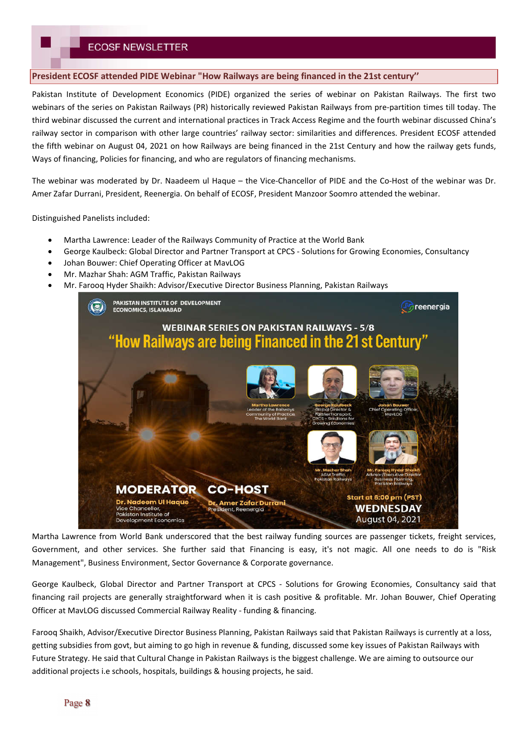## President ECOSF attended PIDE Webinar "How Railways are being financed in the 21st century"

Pakistan Institute of Development Economics (PIDE) organized the series of webinar on Pakistan Railways. The first two webinars of the series on Pakistan Railways (PR) historically reviewed Pakistan Railways from pre-partition times till today. The third webinar discussed the current and international practices in Track Access Regime and the fourth webinar discussed China's railway sector in comparison with other large countries' railway sector: similarities and differences. President ECOSF attended the fifth webinar on August 04, 2021 on how Railways are being financed in the 21st Century and how the railway gets funds, Ways of financing, Policies for financing, and who are regulators of financing mechanisms.

The webinar was moderated by Dr. Naadeem ul Haque – the Vice-Chancellor of PIDE and the Co-Host of the webinar was Dr. Amer Zafar Durrani, President, Reenergia. On behalf of ECOSF, President Manzoor Soomro attended the webinar.

Distinguished Panelists included:

- Martha Lawrence: Leader of the Railways Community of Practice at the World Bank
- George Kaulbeck: Global Director and Partner Transport at CPCS - Solutions for Growing Economies, Consultancy
- Johan Bouwer: Chief Operating Officer at MavLOG
- Mr. Mazhar Shah: AGM Traffic, Pakistan Railways
- Mr. Farooq Hyder Shaikh: Advisor/Executive Director Business Planning, Pakistan Railways

Martha Lawrence from World Bank underscored that the best railway funding sources are passenger tickets, freight services, Government, and other services. She further said that Financing is easy, it's not magic. All one needs to do is "Risk Management", Business Environment, Sector Governance & Corporate governance.

George Kaulbeck, Global Director and Partner Transport at CPCS - Solutions for Growing Economies, Consultancy said that financing rail projects are generally straightforward when it is cash positive & profitable. Mr. Johan Bouwer, Chief Operating Officer at MavLOG discussed Commercial Railway Reality - funding & financing.

Farooq Shaikh, Advisor/Executive Director Business Planning, Pakistan Railways said that Pakistan Railways is currently at a loss, getting subsidies from govt, but aiming to go high in revenue & funding, discussed some key issues of Pakistan Railways with Future Strategy. He said that Cultural Change in Pakistan Railways is the biggest challenge. We are aiming to outsource our additional projects i.e schools, hospitals, buildings & housing projects, he said.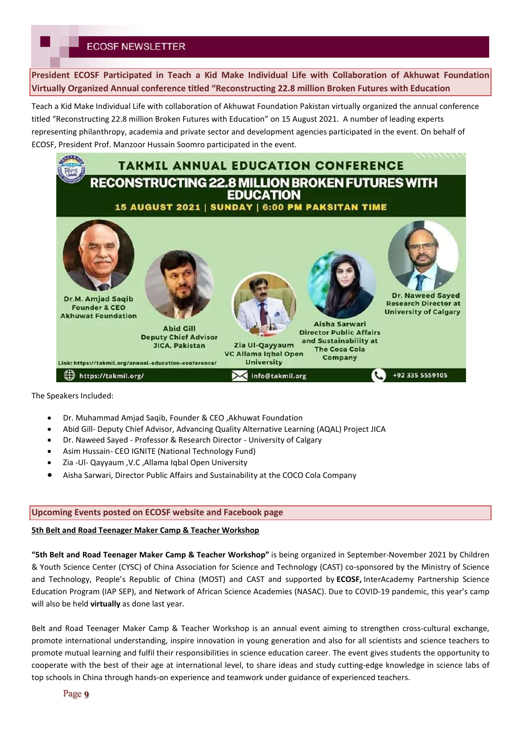## President ECOSF Participated in Teach a Kid Make Individual Life with Collaboration of Akhuwat Foundation Virtually Organized Annual conference titled "Reconstructing 22.8 million Broken Futures with Education

Teach a Kid Make Individual Life with collaboration of Akhuwat Foundation Pakistan virtually organized the annual conference titled "Reconstructing 22.8 million Broken Futures with Education" on 15 August 2021. A number of leading experts representing philanthropy, academia and private sector and development agencies participated in the event. On behalf of ECOSF, President Prof. Manzoor Hussain Soomro participated in the event.

The Speakers Included:

- Dr. Muhammad Amjad Saqib, Founder & CEO ,Akhuwat Foundation
- Abid Gill- Deputy Chief Advisor, Advancing Quality Alternative Learning (AQAL) Project JICA
- Dr. Naweed Sayed - Professor & Research Director - University of Calgary
- Asim Hussain- CEO IGNITE (National Technology Fund)
- Zia -Ul- Qayyaum ,V.C ,Allama Iqbal Open University
- Aisha Sarwari, Director Public Affairs and Sustainability at the COCO Cola Company

## Upcoming Events posted on ECOSF website and Facebook page

**5th Belt and Road Teenager Maker Camp & Teacher Workshop**

**"5th Belt and Road Teenager Maker Camp & Teacher Workshop"** is being organized in September-November 2021 by Children & Youth Science Center (CYSC) of China Association for Science and Technology (CAST) co-sponsored by the Ministry of Science and Technology, People's Republic of China (MOST) and CAST and supported by **ECOSF,** InterAcademy Partnership Science Education Program (IAP SEP), and Network of African Science Academies (NASAC). Due to COVID-19 pandemic, this year's camp will also be held **virtually** as done last year.

Belt and Road Teenager Maker Camp & Teacher Workshop is an annual event aiming to strengthen cross-cultural exchange, promote international understanding, inspire innovation in young generation and also for all scientists and science teachers to promote mutual learning and fulfil their responsibilities in science education career. The event gives students the opportunity to cooperate with the best of their age at international level, to share ideas and study cutting-edge knowledge in science labs of top schools in China through hands-on experience and teamwork under guidance of experienced teachers.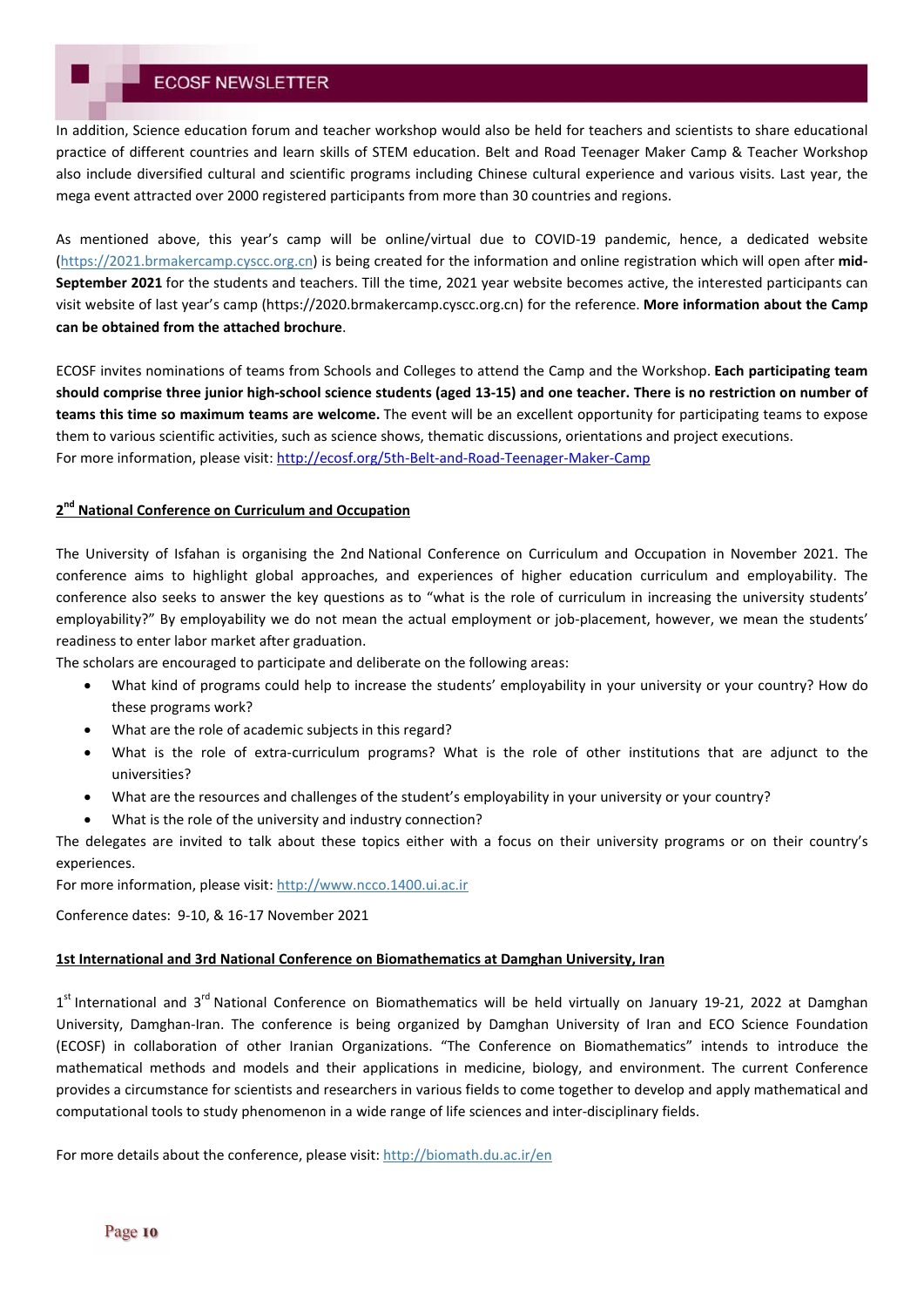In addition, Science education forum and teacher workshop would also be held for teachers and scientists to share educational practice of different countries and learn skills of STEM education. Belt and Road Teenager Maker Camp & Teacher Workshop also include diversified cultural and scientific programs including Chinese cultural experience and various visits. Last year, the mega event attracted over 2000 registered participants from more than 30 countries and regions.

As mentioned above, this year's camp will be online/virtual due to COVID-19 pandemic, hence, a dedicated website (https://2021.brmakercamp.cyscc.org.cn) is being created for the information and online registration which will open after **mid-September 2021** for the students and teachers. Till the time, 2021 year website becomes active, the interested participants can visit website of last year's camp (https://2020.brmakercamp.cyscc.org.cn) for the reference. **More information about the Camp can be obtained from the attached brochure**.

ECOSF invites nominations of teams from Schools and Colleges to attend the Camp and the Workshop. **Each participating team should comprise three junior high-school science students (aged 13-15) and one teacher. There is no restriction on number of teams this time so maximum teams are welcome.** The event will be an excellent opportunity for participating teams to expose them to various scientific activities, such as science shows, thematic discussions, orientations and project executions.
For more information, please visit: http://ecosf.org/5th-Belt-and-Road-Teenager-Maker-Camp

## 2nd National Conference on Curriculum and Occupation

The University of Isfahan is organising the 2nd National Conference on Curriculum and Occupation in November 2021. The conference aims to highlight global approaches, and experiences of higher education curriculum and employability. The conference also seeks to answer the key questions as to "what is the role of curriculum in increasing the university students' employability?" By employability we do not mean the actual employment or job-placement, however, we mean the students' readiness to enter labor market after graduation.
The scholars are encouraged to participate and deliberate on the following areas:

- What kind of programs could help to increase the students' employability in your university or your country? How do these programs work?
- What are the role of academic subjects in this regard?
- What is the role of extra-curriculum programs? What is the role of other institutions that are adjunct to the universities?
- What are the resources and challenges of the student's employability in your university or your country?
- What is the role of the university and industry connection?

The delegates are invited to talk about these topics either with a focus on their university programs or on their country's experiences.
For more information, please visit: http://www.ncco.1400.ui.ac.ir

Conference dates: 9-10, & 16-17 November 2021

## 1st International and 3rd National Conference on Biomathematics at Damghan University, Iran

1st International and 3rd National Conference on Biomathematics will be held virtually on January 19-21, 2022 at Damghan University, Damghan-Iran. The conference is being organized by Damghan University of Iran and ECO Science Foundation (ECOSF) in collaboration of other Iranian Organizations. "The Conference on Biomathematics" intends to introduce the mathematical methods and models and their applications in medicine, biology, and environment. The current Conference provides a circumstance for scientists and researchers in various fields to come together to develop and apply mathematical and computational tools to study phenomenon in a wide range of life sciences and inter-disciplinary fields.

For more details about the conference, please visit: http://biomath.du.ac.ir/en